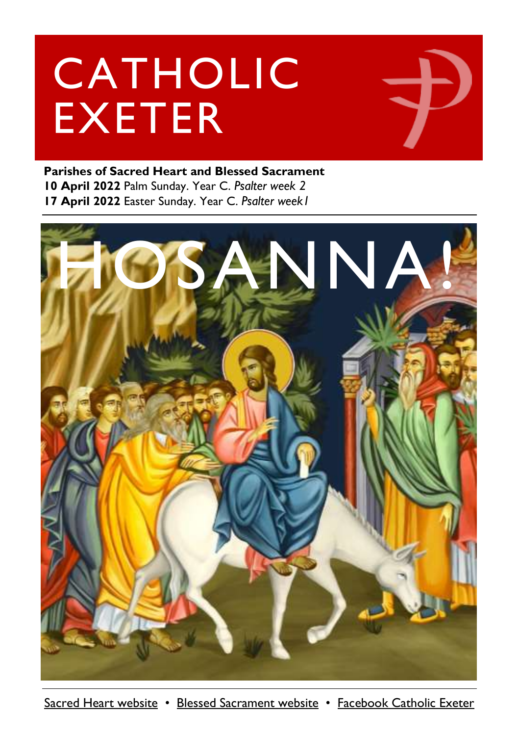# CATHOLIC EXETER

**Parishes of Sacred Heart and Blessed Sacrament**

**10 April 2022** Palm Sunday. Year C. *Psalter week 2*

**17 April 2022** Easter Sunday. Year C. *Psalter week1*

HOSANNA!

Sacred Heart website • Blessed Sacrament website • Facebook Catholic Exeter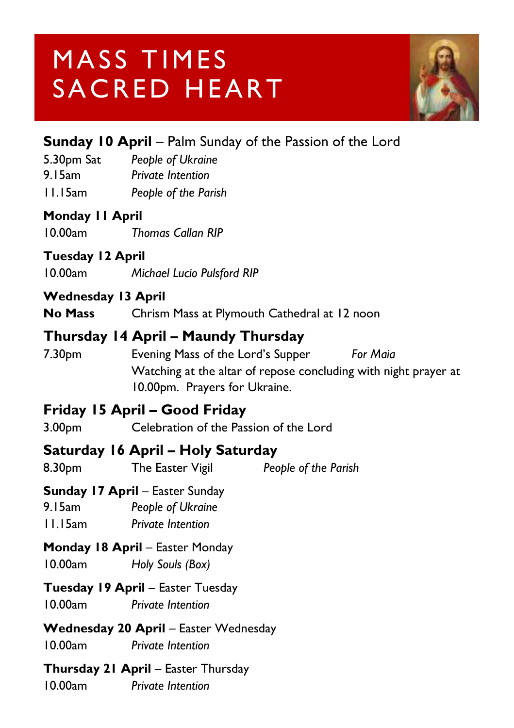# MASS TIMES SACRED HEART

**Sunday 10 April** – Palm Sunday of the Passion of the Lord

5.30pm Sat *People of Ukraine*
9.15am *Private Intention*
11.15am *People of the Parish*

**Monday 11 April**

10.00am *Thomas Callan RIP*

**Tuesday 12 April**

10.00am *Michael Lucio Pulsford RIP*

**Wednesday 13 April**

**No Mass** Chrism Mass at Plymouth Cathedral at 12 noon

## Thursday 14 April – Maundy Thursday

7.30pm Evening Mass of the Lord's Supper *For Maia*
Watching at the altar of repose concluding with night prayer at 10.00pm. Prayers for Ukraine.

## Friday 15 April – Good Friday

3.00pm Celebration of the Passion of the Lord

## Saturday 16 April – Holy Saturday

8.30pm The Easter Vigil *People of the Parish*

**Sunday 17 April** – Easter Sunday

9.15am *People of Ukraine*
11.15am *Private Intention*

**Monday 18 April** – Easter Monday

10.00am *Holy Souls (Box)*

**Tuesday 19 April** – Easter Tuesday

10.00am *Private Intention*

**Wednesday 20 April** – Easter Wednesday

10.00am *Private Intention*

**Thursday 21 April** – Easter Thursday

10.00am *Private Intention*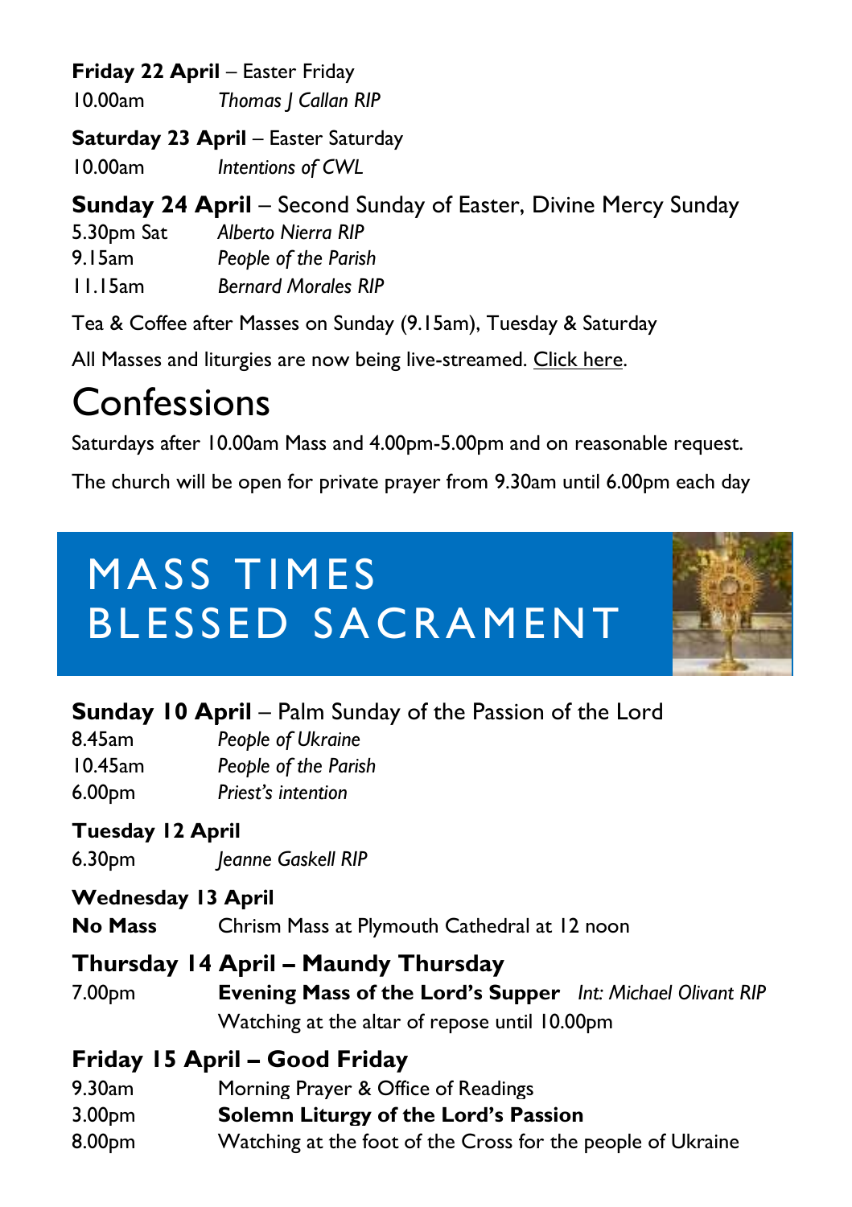**Friday 22 April** – Easter Friday

10.00am *Thomas J Callan RIP*

**Saturday 23 April** – Easter Saturday

10.00am *Intentions of CWL*

**Sunday 24 April** – Second Sunday of Easter, Divine Mercy Sunday

5.30pm Sat *Alberto Nierra RIP*
9.15am *People of the Parish*
11.15am *Bernard Morales RIP*

Tea & Coffee after Masses on Sunday (9.15am), Tuesday & Saturday

All Masses and liturgies are now being live-streamed. Click here.

# Confessions

Saturdays after 10.00am Mass and 4.00pm-5.00pm and on reasonable request.

The church will be open for private prayer from 9.30am until 6.00pm each day

# MASS TIMES BLESSED SACRAMENT

**Sunday 10 April** – Palm Sunday of the Passion of the Lord

8.45am *People of Ukraine*
10.45am *People of the Parish*
6.00pm *Priest's intention*

**Tuesday 12 April**

6.30pm *Jeanne Gaskell RIP*

**Wednesday 13 April**

**No Mass** Chrism Mass at Plymouth Cathedral at 12 noon

**Thursday 14 April – Maundy Thursday**

7.00pm **Evening Mass of the Lord's Supper** *Int: Michael Olivant RIP*
Watching at the altar of repose until 10.00pm

**Friday 15 April – Good Friday**

9.30am Morning Prayer & Office of Readings
3.00pm **Solemn Liturgy of the Lord's Passion**
8.00pm Watching at the foot of the Cross for the people of Ukraine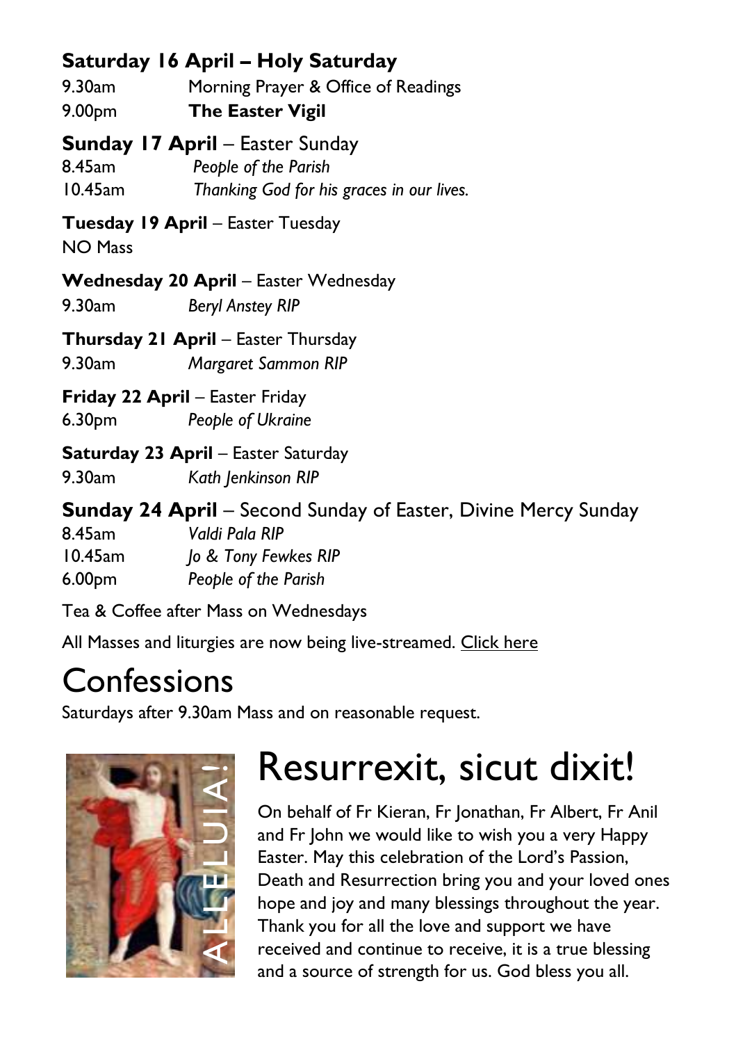**Saturday 16 April – Holy Saturday**

9.30am Morning Prayer & Office of Readings
9.00pm **The Easter Vigil**

**Sunday 17 April** – Easter Sunday

8.45am *People of the Parish*
10.45am *Thanking God for his graces in our lives.*

**Tuesday 19 April** – Easter Tuesday

NO Mass

**Wednesday 20 April** – Easter Wednesday

9.30am *Beryl Anstey RIP*

**Thursday 21 April** – Easter Thursday

9.30am *Margaret Sammon RIP*

**Friday 22 April** – Easter Friday

6.30pm *People of Ukraine*

**Saturday 23 April** – Easter Saturday

9.30am *Kath Jenkinson RIP*

**Sunday 24 April** – Second Sunday of Easter, Divine Mercy Sunday

8.45am *Valdi Pala RIP*
10.45am *Jo & Tony Fewkes RIP*
6.00pm *People of the Parish*

Tea & Coffee after Mass on Wednesdays

All Masses and liturgies are now being live-streamed. Click here

# Confessions

Saturdays after 9.30am Mass and on reasonable request.

# Resurrexit, sicut dixit!

On behalf of Fr Kieran, Fr Jonathan, Fr Albert, Fr Anil and Fr John we would like to wish you a very Happy Easter. May this celebration of the Lord's Passion, Death and Resurrection bring you and your loved ones hope and joy and many blessings throughout the year. Thank you for all the love and support we have received and continue to receive, it is a true blessing and a source of strength for us. God bless you all.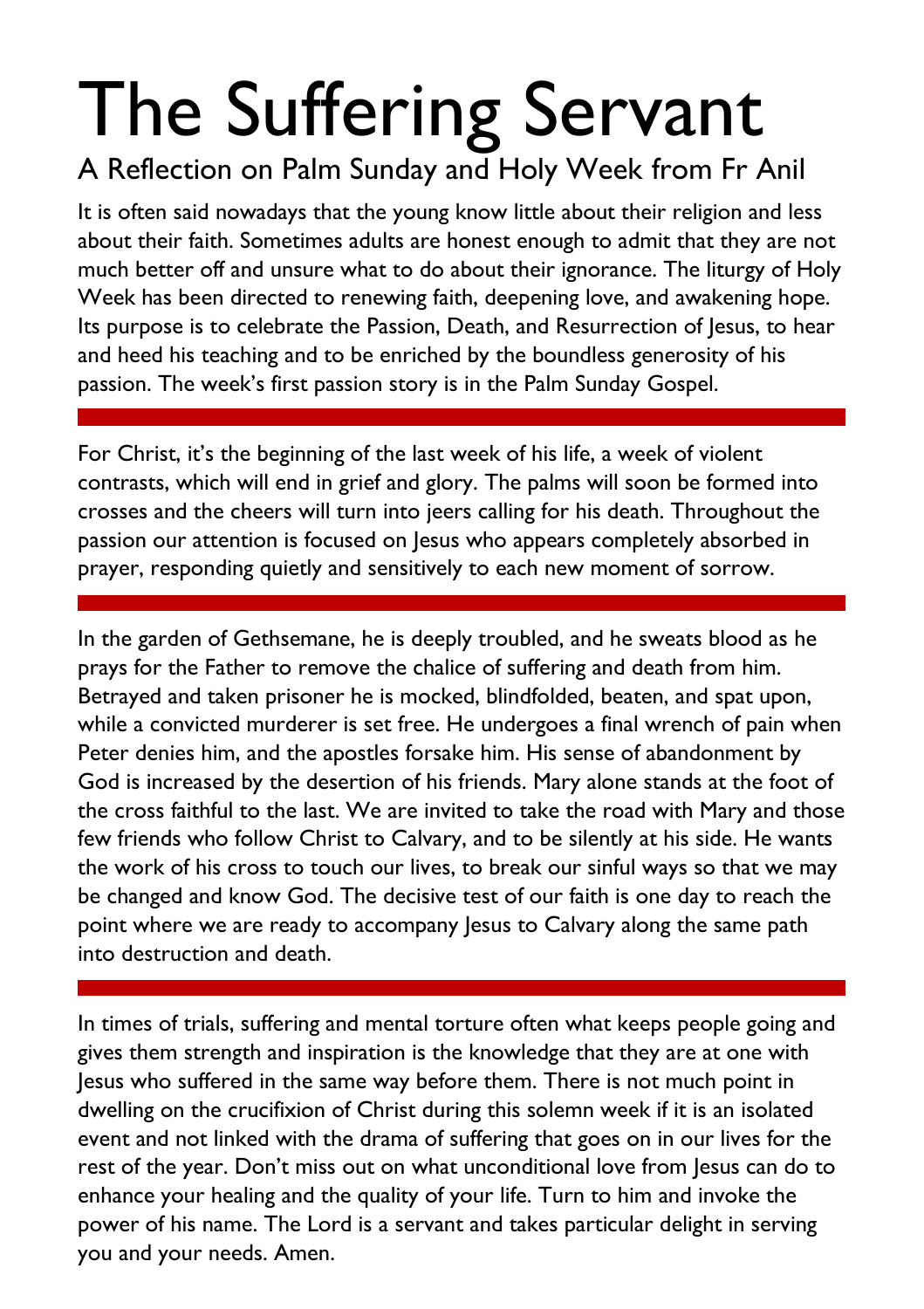# The Suffering Servant

## A Reflection on Palm Sunday and Holy Week from Fr Anil

It is often said nowadays that the young know little about their religion and less about their faith. Sometimes adults are honest enough to admit that they are not much better off and unsure what to do about their ignorance. The liturgy of Holy Week has been directed to renewing faith, deepening love, and awakening hope. Its purpose is to celebrate the Passion, Death, and Resurrection of Jesus, to hear and heed his teaching and to be enriched by the boundless generosity of his passion. The week's first passion story is in the Palm Sunday Gospel.

---

For Christ, it's the beginning of the last week of his life, a week of violent contrasts, which will end in grief and glory. The palms will soon be formed into crosses and the cheers will turn into jeers calling for his death. Throughout the passion our attention is focused on Jesus who appears completely absorbed in prayer, responding quietly and sensitively to each new moment of sorrow.

---

In the garden of Gethsemane, he is deeply troubled, and he sweats blood as he prays for the Father to remove the chalice of suffering and death from him. Betrayed and taken prisoner he is mocked, blindfolded, beaten, and spat upon, while a convicted murderer is set free. He undergoes a final wrench of pain when Peter denies him, and the apostles forsake him. His sense of abandonment by God is increased by the desertion of his friends. Mary alone stands at the foot of the cross faithful to the last. We are invited to take the road with Mary and those few friends who follow Christ to Calvary, and to be silently at his side. He wants the work of his cross to touch our lives, to break our sinful ways so that we may be changed and know God. The decisive test of our faith is one day to reach the point where we are ready to accompany Jesus to Calvary along the same path into destruction and death.

---

In times of trials, suffering and mental torture often what keeps people going and gives them strength and inspiration is the knowledge that they are at one with Jesus who suffered in the same way before them. There is not much point in dwelling on the crucifixion of Christ during this solemn week if it is an isolated event and not linked with the drama of suffering that goes on in our lives for the rest of the year. Don't miss out on what unconditional love from Jesus can do to enhance your healing and the quality of your life. Turn to him and invoke the power of his name. The Lord is a servant and takes particular delight in serving you and your needs. Amen.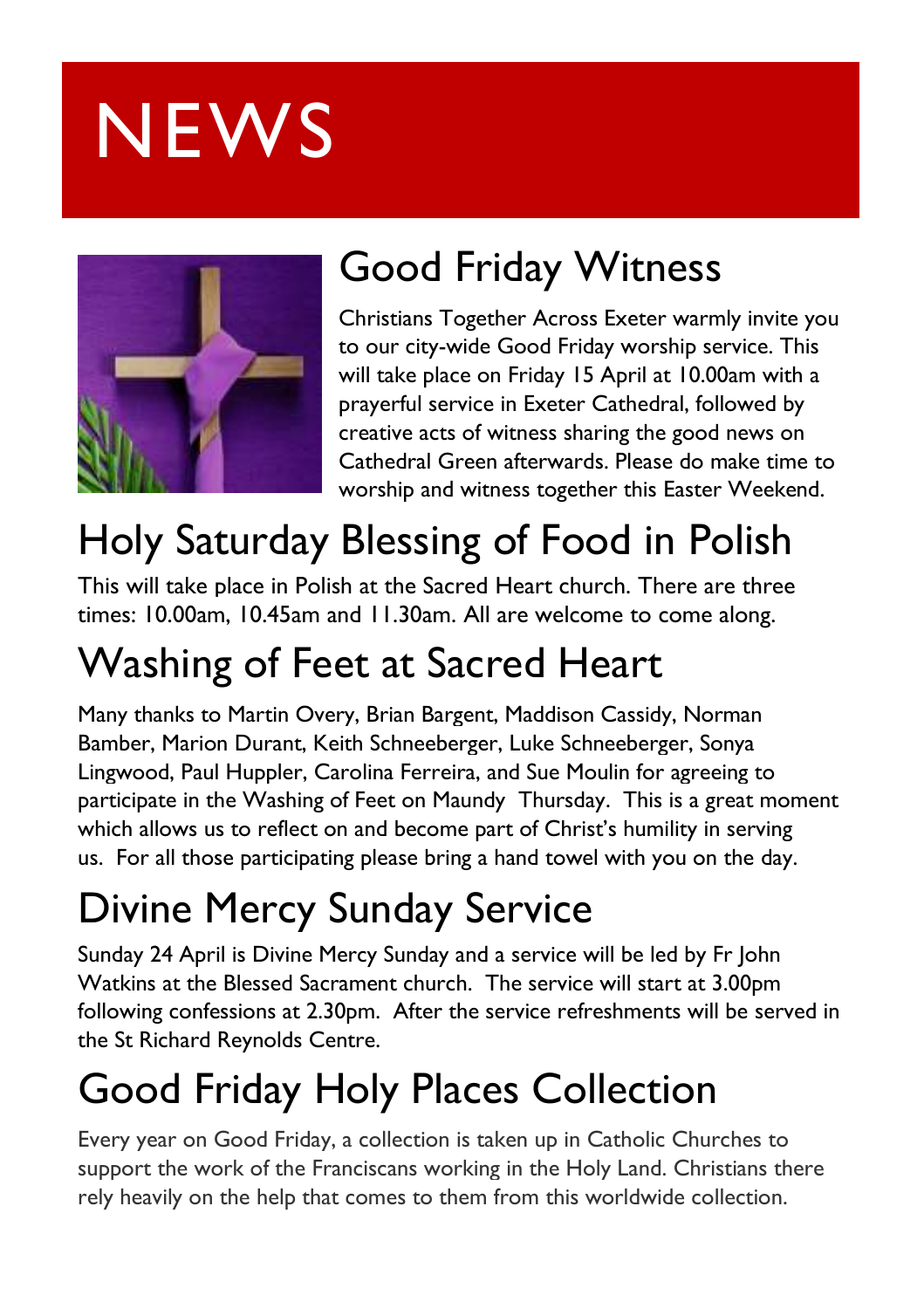# NEWS

## Good Friday Witness

Christians Together Across Exeter warmly invite you to our city-wide Good Friday worship service. This will take place on Friday 15 April at 10.00am with a prayerful service in Exeter Cathedral, followed by creative acts of witness sharing the good news on Cathedral Green afterwards. Please do make time to worship and witness together this Easter Weekend.

## Holy Saturday Blessing of Food in Polish

This will take place in Polish at the Sacred Heart church. There are three times: 10.00am, 10.45am and 11.30am. All are welcome to come along.

## Washing of Feet at Sacred Heart

Many thanks to Martin Overy, Brian Bargent, Maddison Cassidy, Norman Bamber, Marion Durant, Keith Schneeberger, Luke Schneeberger, Sonya Lingwood, Paul Huppler, Carolina Ferreira, and Sue Moulin for agreeing to participate in the Washing of Feet on Maundy Thursday. This is a great moment which allows us to reflect on and become part of Christ's humility in serving us. For all those participating please bring a hand towel with you on the day.

## Divine Mercy Sunday Service

Sunday 24 April is Divine Mercy Sunday and a service will be led by Fr John Watkins at the Blessed Sacrament church. The service will start at 3.00pm following confessions at 2.30pm. After the service refreshments will be served in the St Richard Reynolds Centre.

## Good Friday Holy Places Collection

Every year on Good Friday, a collection is taken up in Catholic Churches to support the work of the Franciscans working in the Holy Land. Christians there rely heavily on the help that comes to them from this worldwide collection.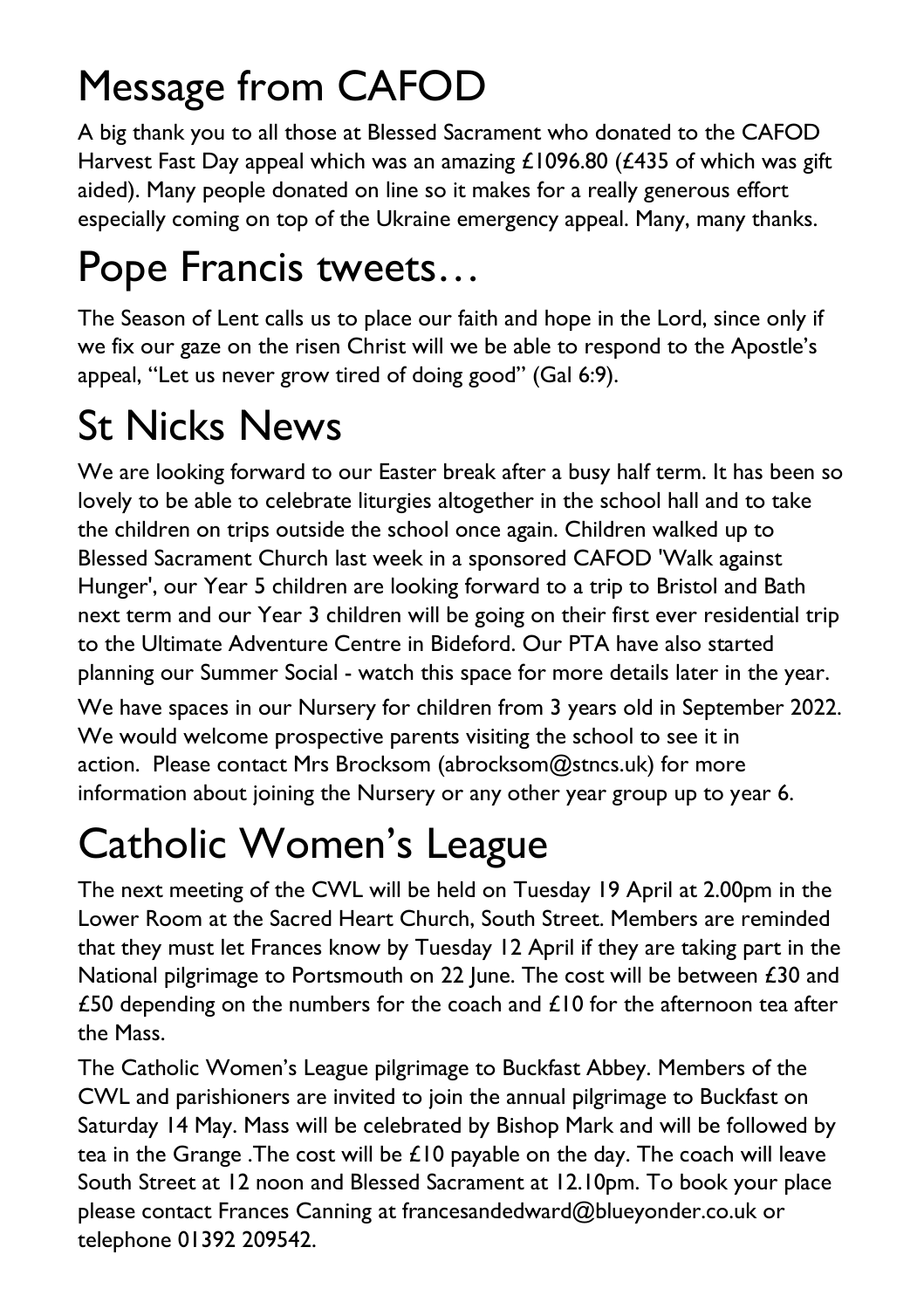# Message from CAFOD

A big thank you to all those at Blessed Sacrament who donated to the CAFOD Harvest Fast Day appeal which was an amazing £1096.80 (£435 of which was gift aided). Many people donated on line so it makes for a really generous effort especially coming on top of the Ukraine emergency appeal. Many, many thanks.

# Pope Francis tweets…

The Season of Lent calls us to place our faith and hope in the Lord, since only if we fix our gaze on the risen Christ will we be able to respond to the Apostle's appeal, "Let us never grow tired of doing good" (Gal 6:9).

# St Nicks News

We are looking forward to our Easter break after a busy half term. It has been so lovely to be able to celebrate liturgies altogether in the school hall and to take the children on trips outside the school once again. Children walked up to Blessed Sacrament Church last week in a sponsored CAFOD 'Walk against Hunger', our Year 5 children are looking forward to a trip to Bristol and Bath next term and our Year 3 children will be going on their first ever residential trip to the Ultimate Adventure Centre in Bideford. Our PTA have also started planning our Summer Social - watch this space for more details later in the year.

We have spaces in our Nursery for children from 3 years old in September 2022. We would welcome prospective parents visiting the school to see it in action. Please contact Mrs Brocksom (abrocksom@stncs.uk) for more information about joining the Nursery or any other year group up to year 6.

# Catholic Women's League

The next meeting of the CWL will be held on Tuesday 19 April at 2.00pm in the Lower Room at the Sacred Heart Church, South Street. Members are reminded that they must let Frances know by Tuesday 12 April if they are taking part in the National pilgrimage to Portsmouth on 22 June. The cost will be between £30 and £50 depending on the numbers for the coach and £10 for the afternoon tea after the Mass.

The Catholic Women's League pilgrimage to Buckfast Abbey. Members of the CWL and parishioners are invited to join the annual pilgrimage to Buckfast on Saturday 14 May. Mass will be celebrated by Bishop Mark and will be followed by tea in the Grange .The cost will be £10 payable on the day. The coach will leave South Street at 12 noon and Blessed Sacrament at 12.10pm. To book your place please contact Frances Canning at francesandedward@blueyonder.co.uk or telephone 01392 209542.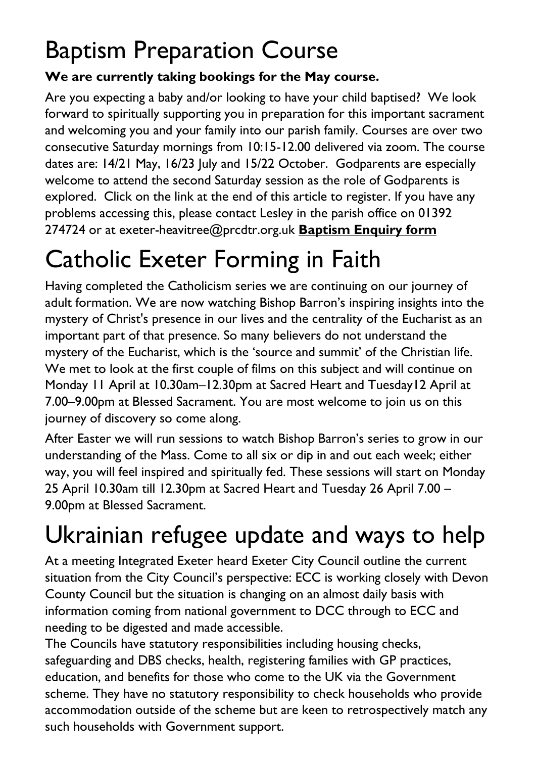# Baptism Preparation Course

**We are currently taking bookings for the May course.**

Are you expecting a baby and/or looking to have your child baptised? We look forward to spiritually supporting you in preparation for this important sacrament and welcoming you and your family into our parish family. Courses are over two consecutive Saturday mornings from 10:15-12.00 delivered via zoom. The course dates are: 14/21 May, 16/23 July and 15/22 October. Godparents are especially welcome to attend the second Saturday session as the role of Godparents is explored. Click on the link at the end of this article to register. If you have any problems accessing this, please contact Lesley in the parish office on 01392 274724 or at exeter-heavitree@prcdtr.org.uk **Baptism Enquiry form**

# Catholic Exeter Forming in Faith

Having completed the Catholicism series we are continuing on our journey of adult formation. We are now watching Bishop Barron's inspiring insights into the mystery of Christ's presence in our lives and the centrality of the Eucharist as an important part of that presence. So many believers do not understand the mystery of the Eucharist, which is the 'source and summit' of the Christian life. We met to look at the first couple of films on this subject and will continue on Monday 11 April at 10.30am–12.30pm at Sacred Heart and Tuesday12 April at 7.00–9.00pm at Blessed Sacrament. You are most welcome to join us on this journey of discovery so come along.

After Easter we will run sessions to watch Bishop Barron's series to grow in our understanding of the Mass. Come to all six or dip in and out each week; either way, you will feel inspired and spiritually fed. These sessions will start on Monday 25 April 10.30am till 12.30pm at Sacred Heart and Tuesday 26 April 7.00 – 9.00pm at Blessed Sacrament.

# Ukrainian refugee update and ways to help

At a meeting Integrated Exeter heard Exeter City Council outline the current situation from the City Council's perspective: ECC is working closely with Devon County Council but the situation is changing on an almost daily basis with information coming from national government to DCC through to ECC and needing to be digested and made accessible.

The Councils have statutory responsibilities including housing checks, safeguarding and DBS checks, health, registering families with GP practices, education, and benefits for those who come to the UK via the Government scheme. They have no statutory responsibility to check households who provide accommodation outside of the scheme but are keen to retrospectively match any such households with Government support.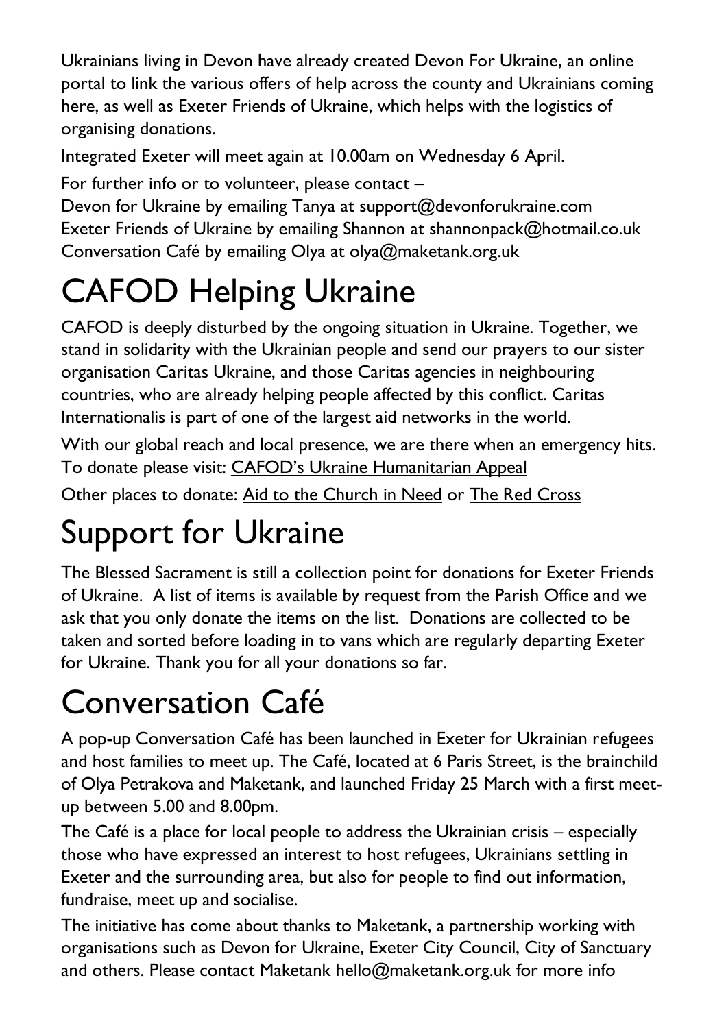Ukrainians living in Devon have already created Devon For Ukraine, an online portal to link the various offers of help across the county and Ukrainians coming here, as well as Exeter Friends of Ukraine, which helps with the logistics of organising donations.

Integrated Exeter will meet again at 10.00am on Wednesday 6 April.

For further info or to volunteer, please contact –
Devon for Ukraine by emailing Tanya at support@devonforukraine.com
Exeter Friends of Ukraine by emailing Shannon at shannonpack@hotmail.co.uk
Conversation Café by emailing Olya at olya@maketank.org.uk

# CAFOD Helping Ukraine

CAFOD is deeply disturbed by the ongoing situation in Ukraine. Together, we stand in solidarity with the Ukrainian people and send our prayers to our sister organisation Caritas Ukraine, and those Caritas agencies in neighbouring countries, who are already helping people affected by this conflict. Caritas Internationalis is part of one of the largest aid networks in the world.

With our global reach and local presence, we are there when an emergency hits. To donate please visit: CAFOD's Ukraine Humanitarian Appeal

Other places to donate: Aid to the Church in Need or The Red Cross

# Support for Ukraine

The Blessed Sacrament is still a collection point for donations for Exeter Friends of Ukraine. A list of items is available by request from the Parish Office and we ask that you only donate the items on the list. Donations are collected to be taken and sorted before loading in to vans which are regularly departing Exeter for Ukraine. Thank you for all your donations so far.

# Conversation Café

A pop-up Conversation Café has been launched in Exeter for Ukrainian refugees and host families to meet up. The Café, located at 6 Paris Street, is the brainchild of Olya Petrakova and Maketank, and launched Friday 25 March with a first meet-up between 5.00 and 8.00pm.

The Café is a place for local people to address the Ukrainian crisis – especially those who have expressed an interest to host refugees, Ukrainians settling in Exeter and the surrounding area, but also for people to find out information, fundraise, meet up and socialise.

The initiative has come about thanks to Maketank, a partnership working with organisations such as Devon for Ukraine, Exeter City Council, City of Sanctuary and others. Please contact Maketank hello@maketank.org.uk for more info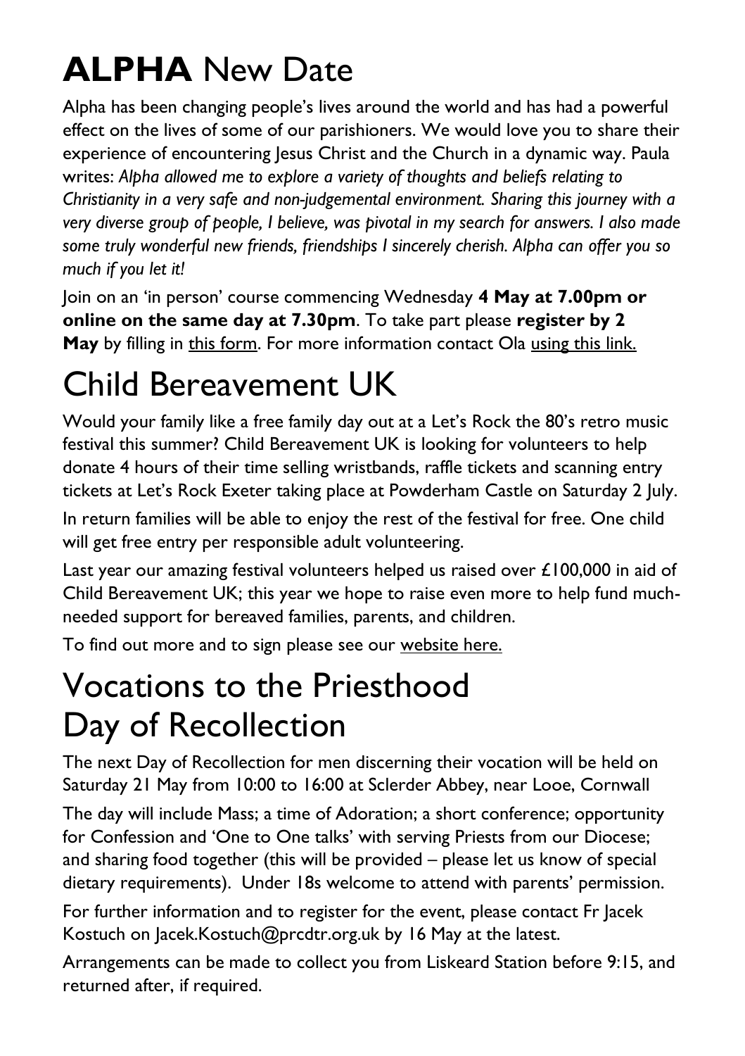# **ALPHA** New Date

Alpha has been changing people's lives around the world and has had a powerful effect on the lives of some of our parishioners. We would love you to share their experience of encountering Jesus Christ and the Church in a dynamic way. Paula writes: *Alpha allowed me to explore a variety of thoughts and beliefs relating to Christianity in a very safe and non-judgemental environment. Sharing this journey with a very diverse group of people, I believe, was pivotal in my search for answers. I also made some truly wonderful new friends, friendships I sincerely cherish. Alpha can offer you so much if you let it!*

Join on an 'in person' course commencing Wednesday **4 May at 7.00pm or online on the same day at 7.30pm**. To take part please **register by 2 May** by filling in this form. For more information contact Ola using this link.

# Child Bereavement UK

Would your family like a free family day out at a Let's Rock the 80's retro music festival this summer? Child Bereavement UK is looking for volunteers to help donate 4 hours of their time selling wristbands, raffle tickets and scanning entry tickets at Let's Rock Exeter taking place at Powderham Castle on Saturday 2 July.

In return families will be able to enjoy the rest of the festival for free. One child will get free entry per responsible adult volunteering.

Last year our amazing festival volunteers helped us raised over £100,000 in aid of Child Bereavement UK; this year we hope to raise even more to help fund much-needed support for bereaved families, parents, and children.

To find out more and to sign please see our website here.

# Vocations to the Priesthood Day of Recollection

The next Day of Recollection for men discerning their vocation will be held on Saturday 21 May from 10:00 to 16:00 at Sclerder Abbey, near Looe, Cornwall

The day will include Mass; a time of Adoration; a short conference; opportunity for Confession and 'One to One talks' with serving Priests from our Diocese; and sharing food together (this will be provided – please let us know of special dietary requirements). Under 18s welcome to attend with parents' permission.

For further information and to register for the event, please contact Fr Jacek Kostuch on Jacek.Kostuch@prcdtr.org.uk by 16 May at the latest.

Arrangements can be made to collect you from Liskeard Station before 9:15, and returned after, if required.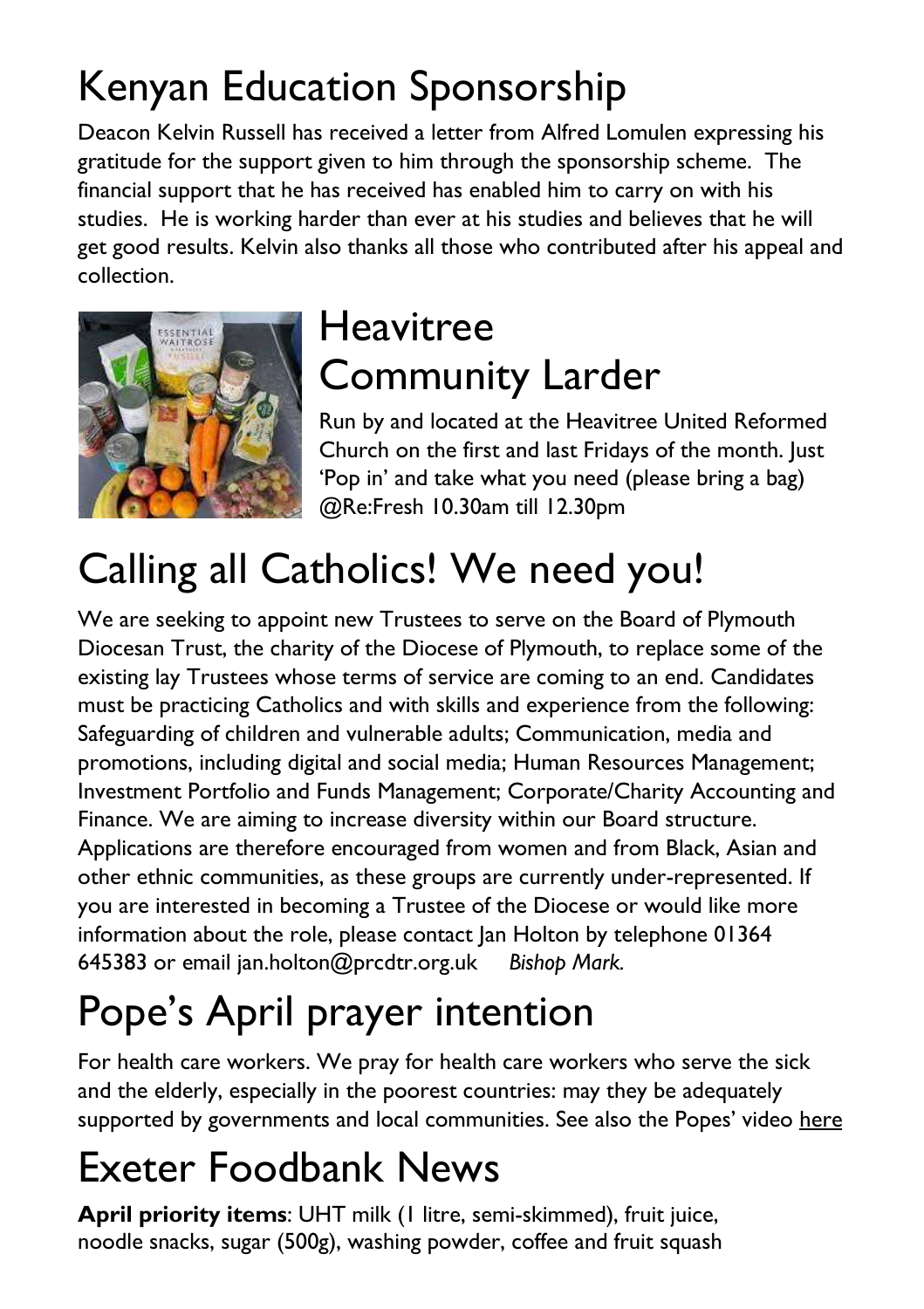# Kenyan Education Sponsorship

Deacon Kelvin Russell has received a letter from Alfred Lomulen expressing his gratitude for the support given to him through the sponsorship scheme. The financial support that he has received has enabled him to carry on with his studies. He is working harder than ever at his studies and believes that he will get good results. Kelvin also thanks all those who contributed after his appeal and collection.

# Heavitree Community Larder

Run by and located at the Heavitree United Reformed Church on the first and last Fridays of the month. Just 'Pop in' and take what you need (please bring a bag) @Re:Fresh 10.30am till 12.30pm

# Calling all Catholics! We need you!

We are seeking to appoint new Trustees to serve on the Board of Plymouth Diocesan Trust, the charity of the Diocese of Plymouth, to replace some of the existing lay Trustees whose terms of service are coming to an end. Candidates must be practicing Catholics and with skills and experience from the following: Safeguarding of children and vulnerable adults; Communication, media and promotions, including digital and social media; Human Resources Management; Investment Portfolio and Funds Management; Corporate/Charity Accounting and Finance. We are aiming to increase diversity within our Board structure. Applications are therefore encouraged from women and from Black, Asian and other ethnic communities, as these groups are currently under-represented. If you are interested in becoming a Trustee of the Diocese or would like more information about the role, please contact Jan Holton by telephone 01364 645383 or email jan.holton@prcdtr.org.uk *Bishop Mark.*

# Pope's April prayer intention

For health care workers. We pray for health care workers who serve the sick and the elderly, especially in the poorest countries: may they be adequately supported by governments and local communities. See also the Popes' video here

# Exeter Foodbank News

**April priority items**: UHT milk (1 litre, semi-skimmed), fruit juice, noodle snacks, sugar (500g), washing powder, coffee and fruit squash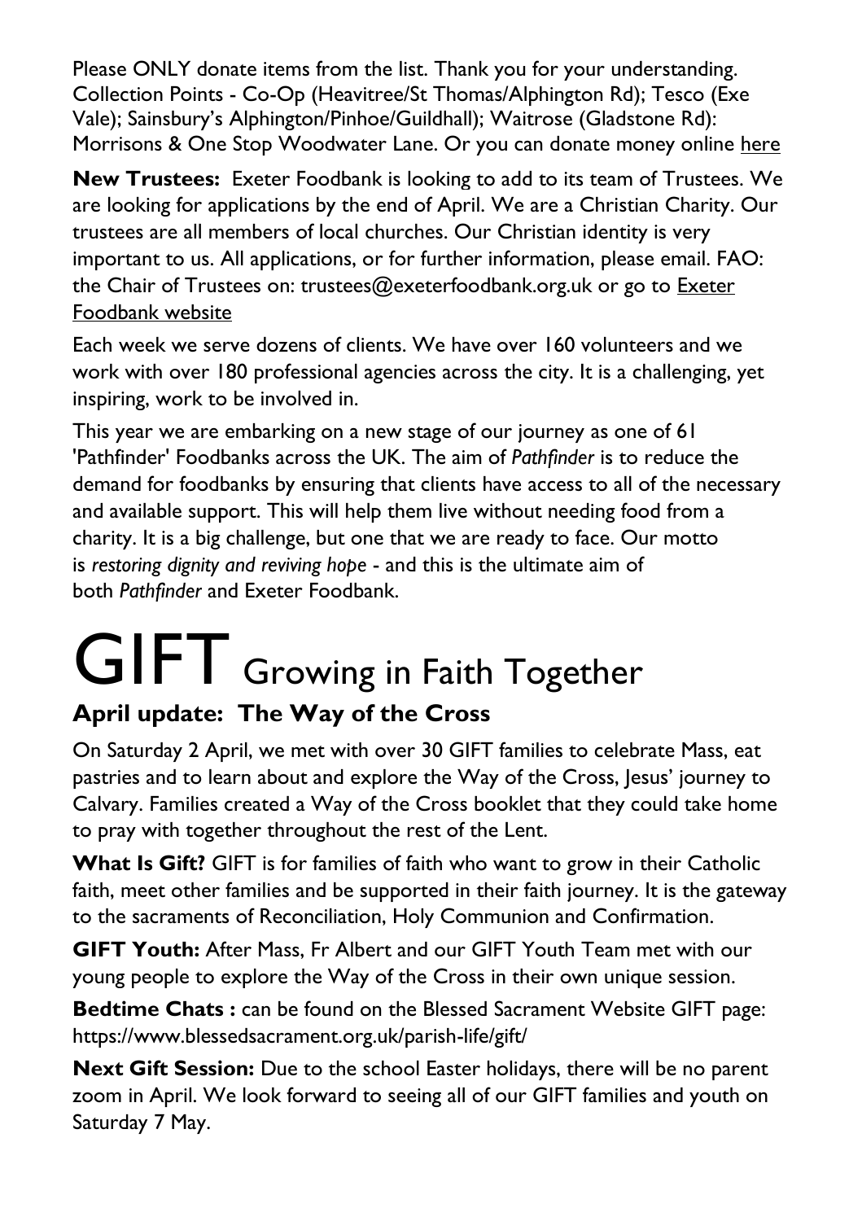Please ONLY donate items from the list. Thank you for your understanding. Collection Points - Co-Op (Heavitree/St Thomas/Alphington Rd); Tesco (Exe Vale); Sainsbury's Alphington/Pinhoe/Guildhall); Waitrose (Gladstone Rd): Morrisons & One Stop Woodwater Lane. Or you can donate money online here

**New Trustees:** Exeter Foodbank is looking to add to its team of Trustees. We are looking for applications by the end of April. We are a Christian Charity. Our trustees are all members of local churches. Our Christian identity is very important to us. All applications, or for further information, please email. FAO: the Chair of Trustees on: trustees@exeterfoodbank.org.uk or go to Exeter Foodbank website

Each week we serve dozens of clients. We have over 160 volunteers and we work with over 180 professional agencies across the city. It is a challenging, yet inspiring, work to be involved in.

This year we are embarking on a new stage of our journey as one of 61 'Pathfinder' Foodbanks across the UK. The aim of *Pathfinder* is to reduce the demand for foodbanks by ensuring that clients have access to all of the necessary and available support. This will help them live without needing food from a charity. It is a big challenge, but one that we are ready to face. Our motto is *restoring dignity and reviving hope* - and this is the ultimate aim of both *Pathfinder* and Exeter Foodbank.

# GIFT Growing in Faith Together

### April update: The Way of the Cross

On Saturday 2 April, we met with over 30 GIFT families to celebrate Mass, eat pastries and to learn about and explore the Way of the Cross, Jesus' journey to Calvary. Families created a Way of the Cross booklet that they could take home to pray with together throughout the rest of the Lent.

**What Is Gift?** GIFT is for families of faith who want to grow in their Catholic faith, meet other families and be supported in their faith journey. It is the gateway to the sacraments of Reconciliation, Holy Communion and Confirmation.

**GIFT Youth:** After Mass, Fr Albert and our GIFT Youth Team met with our young people to explore the Way of the Cross in their own unique session.

**Bedtime Chats :** can be found on the Blessed Sacrament Website GIFT page: https://www.blessedsacrament.org.uk/parish-life/gift/

**Next Gift Session:** Due to the school Easter holidays, there will be no parent zoom in April. We look forward to seeing all of our GIFT families and youth on Saturday 7 May.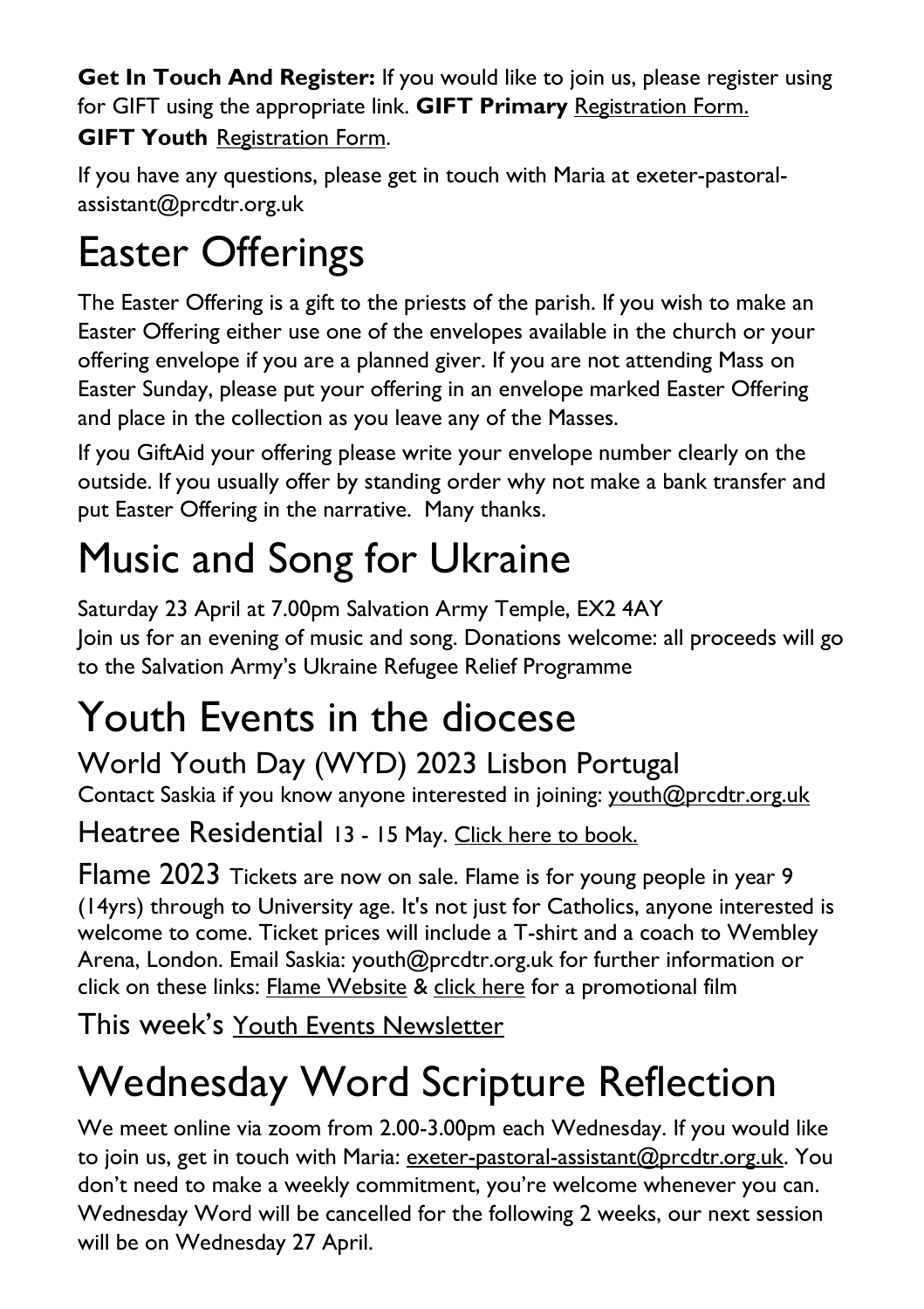**Get In Touch And Register:** If you would like to join us, please register using for GIFT using the appropriate link. **GIFT Primary** Registration Form.
**GIFT Youth** Registration Form.

If you have any questions, please get in touch with Maria at exeter-pastoral-assistant@prcdtr.org.uk

# Easter Offerings

The Easter Offering is a gift to the priests of the parish. If you wish to make an Easter Offering either use one of the envelopes available in the church or your offering envelope if you are a planned giver. If you are not attending Mass on Easter Sunday, please put your offering in an envelope marked Easter Offering and place in the collection as you leave any of the Masses.

If you GiftAid your offering please write your envelope number clearly on the outside. If you usually offer by standing order why not make a bank transfer and put Easter Offering in the narrative. Many thanks.

# Music and Song for Ukraine

Saturday 23 April at 7.00pm Salvation Army Temple, EX2 4AY
Join us for an evening of music and song. Donations welcome: all proceeds will go to the Salvation Army's Ukraine Refugee Relief Programme

# Youth Events in the diocese

## World Youth Day (WYD) 2023 Lisbon Portugal

Contact Saskia if you know anyone interested in joining: youth@prcdtr.org.uk

**Heatree Residential** 13 - 15 May. Click here to book.

**Flame 2023** Tickets are now on sale. Flame is for young people in year 9 (14yrs) through to University age. It's not just for Catholics, anyone interested is welcome to come. Ticket prices will include a T-shirt and a coach to Wembley Arena, London. Email Saskia: youth@prcdtr.org.uk for further information or click on these links: Flame Website & click here for a promotional film

This week's Youth Events Newsletter

# Wednesday Word Scripture Reflection

We meet online via zoom from 2.00-3.00pm each Wednesday. If you would like to join us, get in touch with Maria: exeter-pastoral-assistant@prcdtr.org.uk. You don't need to make a weekly commitment, you're welcome whenever you can. Wednesday Word will be cancelled for the following 2 weeks, our next session will be on Wednesday 27 April.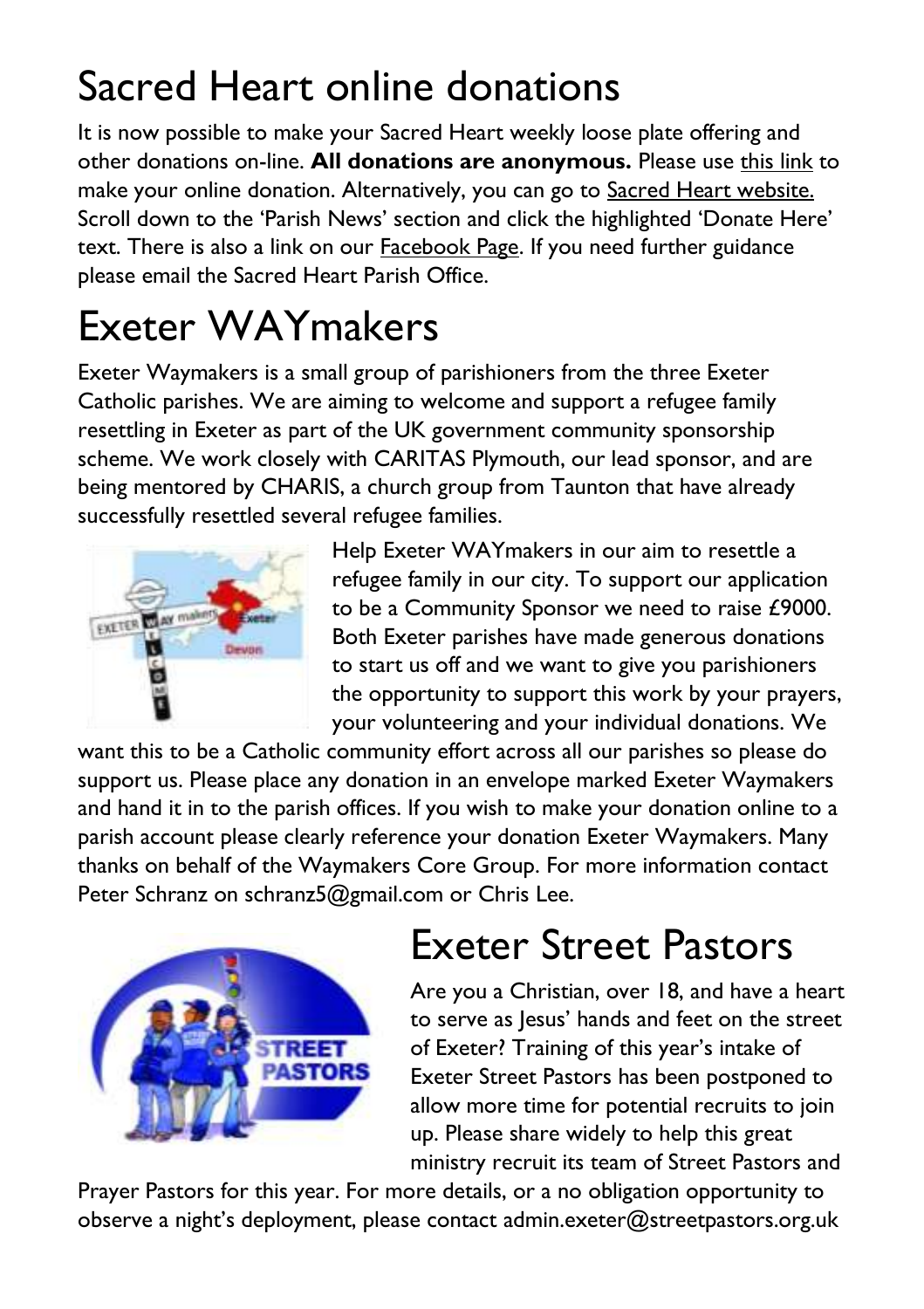# Sacred Heart online donations

It is now possible to make your Sacred Heart weekly loose plate offering and other donations on-line. **All donations are anonymous.** Please use this link to make your online donation. Alternatively, you can go to Sacred Heart website. Scroll down to the 'Parish News' section and click the highlighted 'Donate Here' text. There is also a link on our Facebook Page. If you need further guidance please email the Sacred Heart Parish Office.

# Exeter WAYmakers

Exeter Waymakers is a small group of parishioners from the three Exeter Catholic parishes. We are aiming to welcome and support a refugee family resettling in Exeter as part of the UK government community sponsorship scheme. We work closely with CARITAS Plymouth, our lead sponsor, and are being mentored by CHARIS, a church group from Taunton that have already successfully resettled several refugee families.

Help Exeter WAYmakers in our aim to resettle a refugee family in our city. To support our application to be a Community Sponsor we need to raise £9000. Both Exeter parishes have made generous donations to start us off and we want to give you parishioners the opportunity to support this work by your prayers, your volunteering and your individual donations. We want this to be a Catholic community effort across all our parishes so please do support us. Please place any donation in an envelope marked Exeter Waymakers and hand it in to the parish offices. If you wish to make your donation online to a parish account please clearly reference your donation Exeter Waymakers. Many thanks on behalf of the Waymakers Core Group. For more information contact Peter Schranz on schranz5@gmail.com or Chris Lee.

# Exeter Street Pastors

Are you a Christian, over 18, and have a heart to serve as Jesus' hands and feet on the street of Exeter? Training of this year's intake of Exeter Street Pastors has been postponed to allow more time for potential recruits to join up. Please share widely to help this great ministry recruit its team of Street Pastors and Prayer Pastors for this year. For more details, or a no obligation opportunity to observe a night's deployment, please contact admin.exeter@streetpastors.org.uk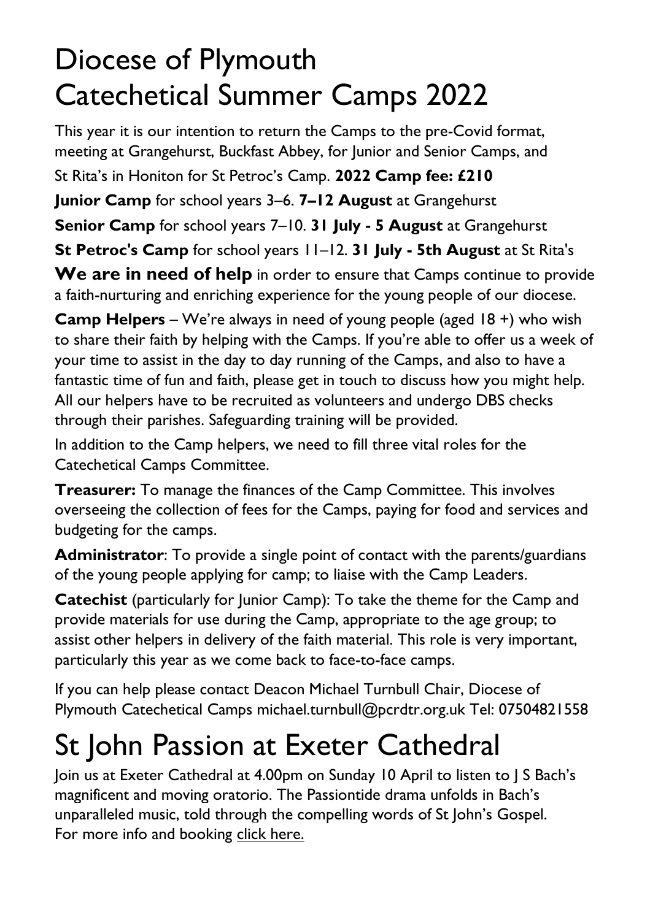# Diocese of Plymouth Catechetical Summer Camps 2022

This year it is our intention to return the Camps to the pre-Covid format, meeting at Grangehurst, Buckfast Abbey, for Junior and Senior Camps, and St Rita's in Honiton for St Petroc's Camp. **2022 Camp fee: £210**

**Junior Camp** for school years 3–6. **7–12 August** at Grangehurst

**Senior Camp** for school years 7–10. **31 July - 5 August** at Grangehurst

**St Petroc's Camp** for school years 11–12. **31 July - 5th August** at St Rita's

**We are in need of help** in order to ensure that Camps continue to provide a faith-nurturing and enriching experience for the young people of our diocese.

**Camp Helpers** – We're always in need of young people (aged 18 +) who wish to share their faith by helping with the Camps. If you're able to offer us a week of your time to assist in the day to day running of the Camps, and also to have a fantastic time of fun and faith, please get in touch to discuss how you might help. All our helpers have to be recruited as volunteers and undergo DBS checks through their parishes. Safeguarding training will be provided.

In addition to the Camp helpers, we need to fill three vital roles for the Catechetical Camps Committee.

**Treasurer:** To manage the finances of the Camp Committee. This involves overseeing the collection of fees for the Camps, paying for food and services and budgeting for the camps.

**Administrator**: To provide a single point of contact with the parents/guardians of the young people applying for camp; to liaise with the Camp Leaders.

**Catechist** (particularly for Junior Camp): To take the theme for the Camp and provide materials for use during the Camp, appropriate to the age group; to assist other helpers in delivery of the faith material. This role is very important, particularly this year as we come back to face-to-face camps.

If you can help please contact Deacon Michael Turnbull Chair, Diocese of Plymouth Catechetical Camps michael.turnbull@pcrdtr.org.uk Tel: 07504821558

# St John Passion at Exeter Cathedral

Join us at Exeter Cathedral at 4.00pm on Sunday 10 April to listen to J S Bach's magnificent and moving oratorio. The Passiontide drama unfolds in Bach's unparalleled music, told through the compelling words of St John's Gospel. For more info and booking click here.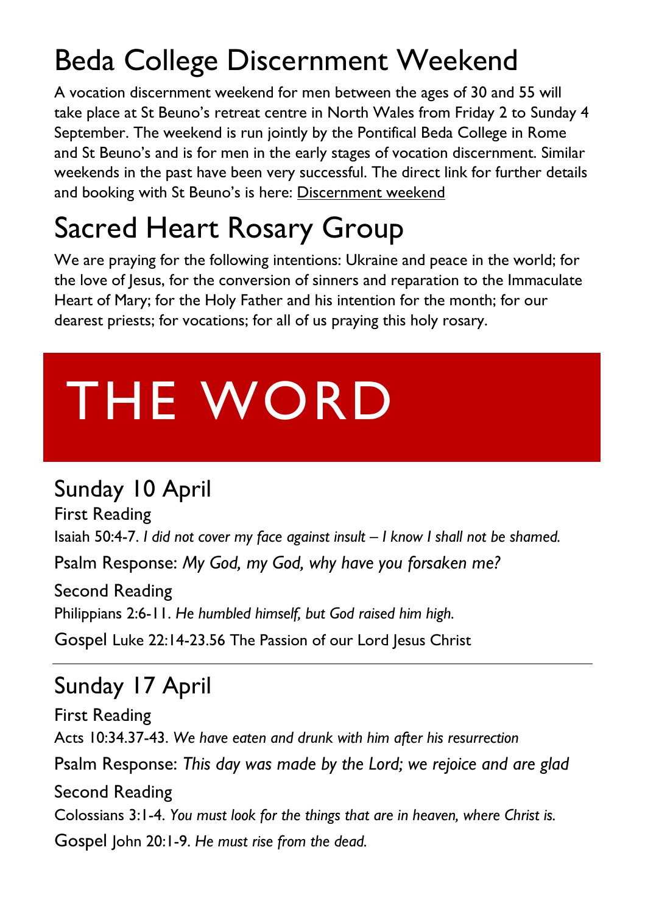# Beda College Discernment Weekend

A vocation discernment weekend for men between the ages of 30 and 55 will take place at St Beuno's retreat centre in North Wales from Friday 2 to Sunday 4 September. The weekend is run jointly by the Pontifical Beda College in Rome and St Beuno's and is for men in the early stages of vocation discernment. Similar weekends in the past have been very successful. The direct link for further details and booking with St Beuno's is here: Discernment weekend

# Sacred Heart Rosary Group

We are praying for the following intentions: Ukraine and peace in the world; for the love of Jesus, for the conversion of sinners and reparation to the Immaculate Heart of Mary; for the Holy Father and his intention for the month; for our dearest priests; for vocations; for all of us praying this holy rosary.

# THE WORD

## Sunday 10 April

First Reading
Isaiah 50:4-7. *I did not cover my face against insult – I know I shall not be shamed.*

Psalm Response: *My God, my God, why have you forsaken me?*

Second Reading
Philippians 2:6-11. *He humbled himself, but God raised him high.*

Gospel Luke 22:14-23.56 The Passion of our Lord Jesus Christ

---

## Sunday 17 April

First Reading
Acts 10:34.37-43. *We have eaten and drunk with him after his resurrection*

Psalm Response: *This day was made by the Lord; we rejoice and are glad*

Second Reading
Colossians 3:1-4. *You must look for the things that are in heaven, where Christ is.*

Gospel John 20:1-9. *He must rise from the dead.*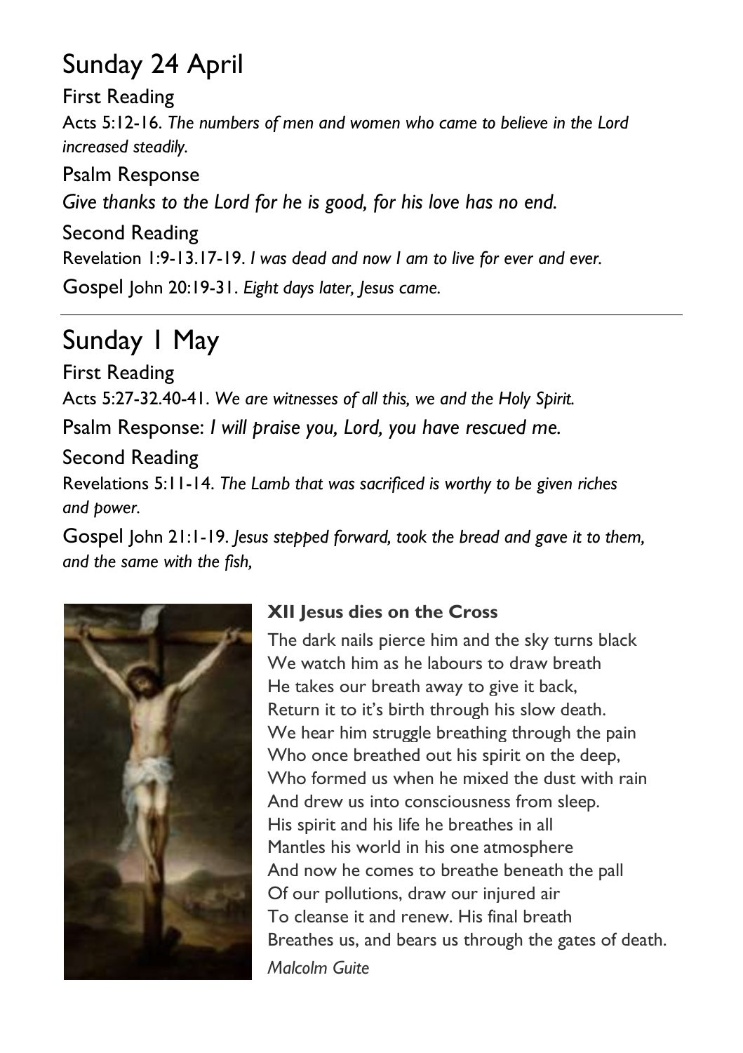# Sunday 24 April

First Reading

Acts 5:12-16. *The numbers of men and women who came to believe in the Lord increased steadily.*

Psalm Response

*Give thanks to the Lord for he is good, for his love has no end.*

Second Reading

Revelation 1:9-13.17-19. *I was dead and now I am to live for ever and ever.*

Gospel John 20:19-31. *Eight days later, Jesus came.*

---

# Sunday 1 May

First Reading

Acts 5:27-32.40-41. *We are witnesses of all this, we and the Holy Spirit.*

Psalm Response: *I will praise you, Lord, you have rescued me.*

Second Reading

Revelations 5:11-14. *The Lamb that was sacrificed is worthy to be given riches and power.*

Gospel John 21:1-19. *Jesus stepped forward, took the bread and gave it to them, and the same with the fish,*

**XII Jesus dies on the Cross**

The dark nails pierce him and the sky turns black
We watch him as he labours to draw breath
He takes our breath away to give it back,
Return it to it's birth through his slow death.
We hear him struggle breathing through the pain
Who once breathed out his spirit on the deep,
Who formed us when he mixed the dust with rain
And drew us into consciousness from sleep.
His spirit and his life he breathes in all
Mantles his world in his one atmosphere
And now he comes to breathe beneath the pall
Of our pollutions, draw our injured air
To cleanse it and renew. His final breath
Breathes us, and bears us through the gates of death.

*Malcolm Guite*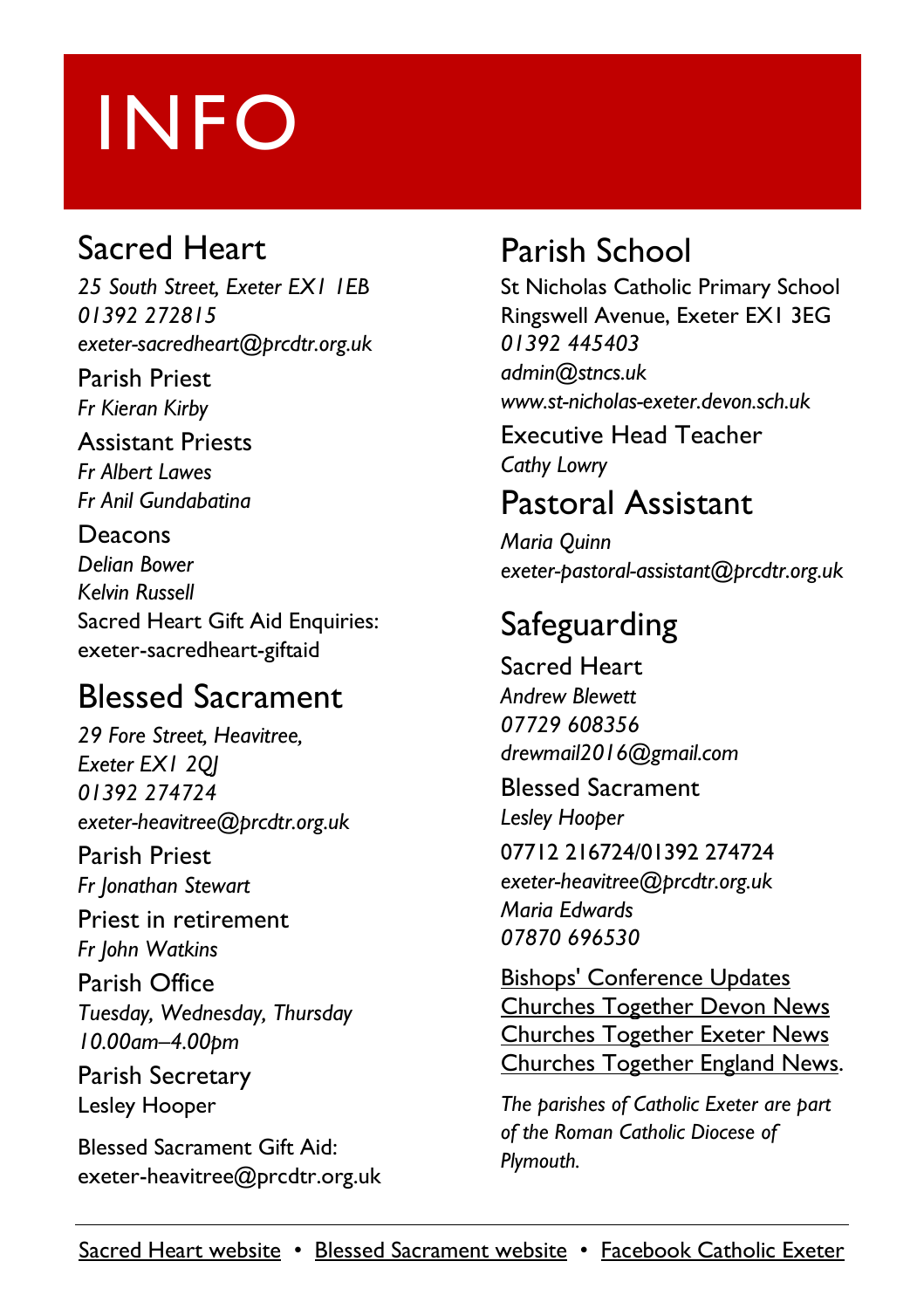# INFO

## Sacred Heart

*25 South Street, Exeter EX1 1EB*
*01392 272815*
*exeter-sacredheart@prcdtr.org.uk*

### Parish Priest

*Fr Kieran Kirby*

### Assistant Priests

*Fr Albert Lawes*
*Fr Anil Gundabatina*

### Deacons

*Delian Bower*
*Kelvin Russell*

Sacred Heart Gift Aid Enquiries:
exeter-sacredheart-giftaid

## Blessed Sacrament

*29 Fore Street, Heavitree,*
*Exeter EX1 2QJ*
*01392 274724*
*exeter-heavitree@prcdtr.org.uk*

### Parish Priest

*Fr Jonathan Stewart*

### Priest in retirement

*Fr John Watkins*

### Parish Office

*Tuesday, Wednesday, Thursday*
*10.00am–4.00pm*

### Parish Secretary

Lesley Hooper

Blessed Sacrament Gift Aid:
exeter-heavitree@prcdtr.org.uk

## Parish School

St Nicholas Catholic Primary School
Ringswell Avenue, Exeter EX1 3EG
*01392 445403*
*admin@stncs.uk*
*www.st-nicholas-exeter.devon.sch.uk*

### Executive Head Teacher

*Cathy Lowry*

## Pastoral Assistant

*Maria Quinn*
*exeter-pastoral-assistant@prcdtr.org.uk*

## Safeguarding

### Sacred Heart

*Andrew Blewett*
*07729 608356*
*drewmail2016@gmail.com*

### Blessed Sacrament

*Lesley Hooper*
07712 216724/01392 274724
*exeter-heavitree@prcdtr.org.uk*
*Maria Edwards*
*07870 696530*

Bishops' Conference Updates
Churches Together Devon News
Churches Together Exeter News
Churches Together England News.

*The parishes of Catholic Exeter are part of the Roman Catholic Diocese of Plymouth.*

Sacred Heart website • Blessed Sacrament website • Facebook Catholic Exeter